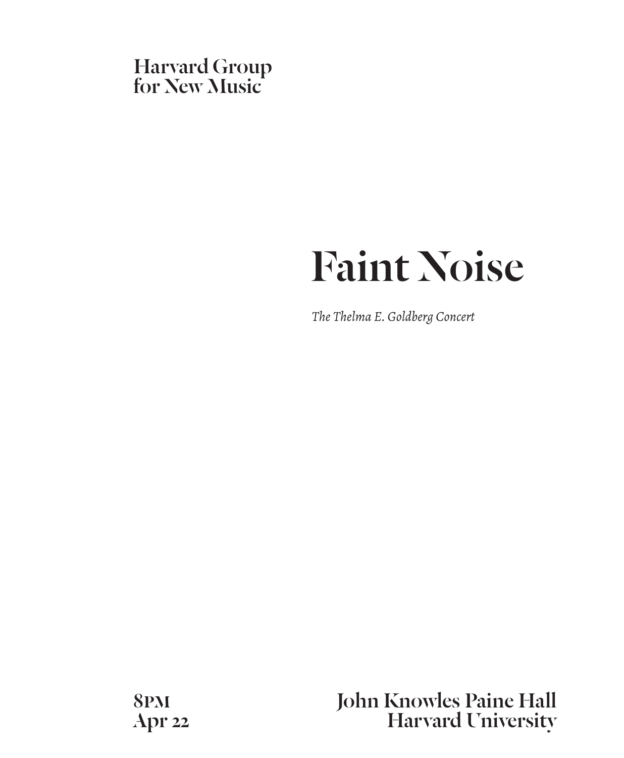Harvard Group
for New Music

# Faint Noise

*The Thelma E. Goldberg Concert*

8PM
Apr 22

John Knowles Paine Hall
Harvard University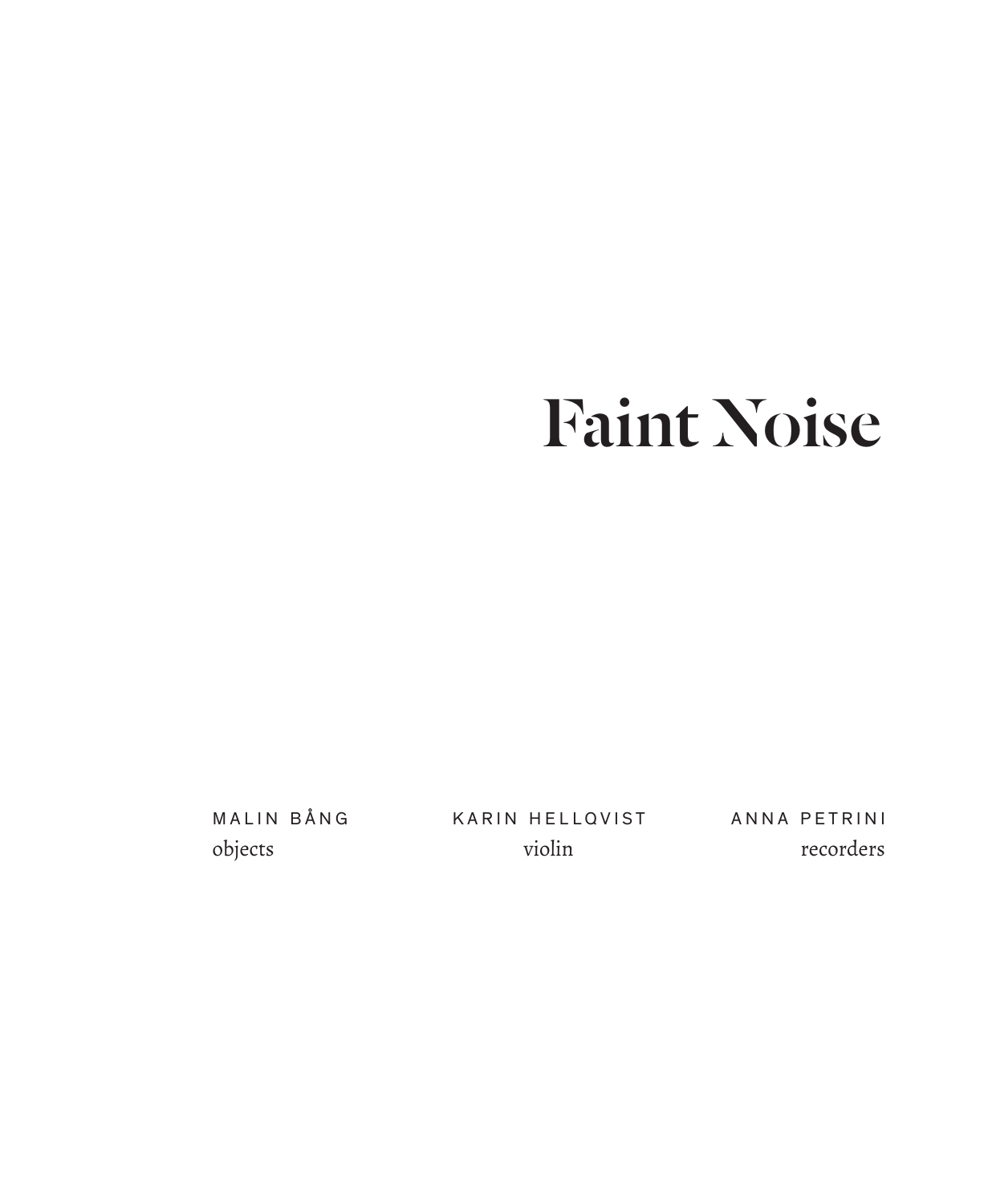# Faint Noise

MALIN BÅNG
objects

KARIN HELLQVIST
violin

ANNA PETRINI
recorders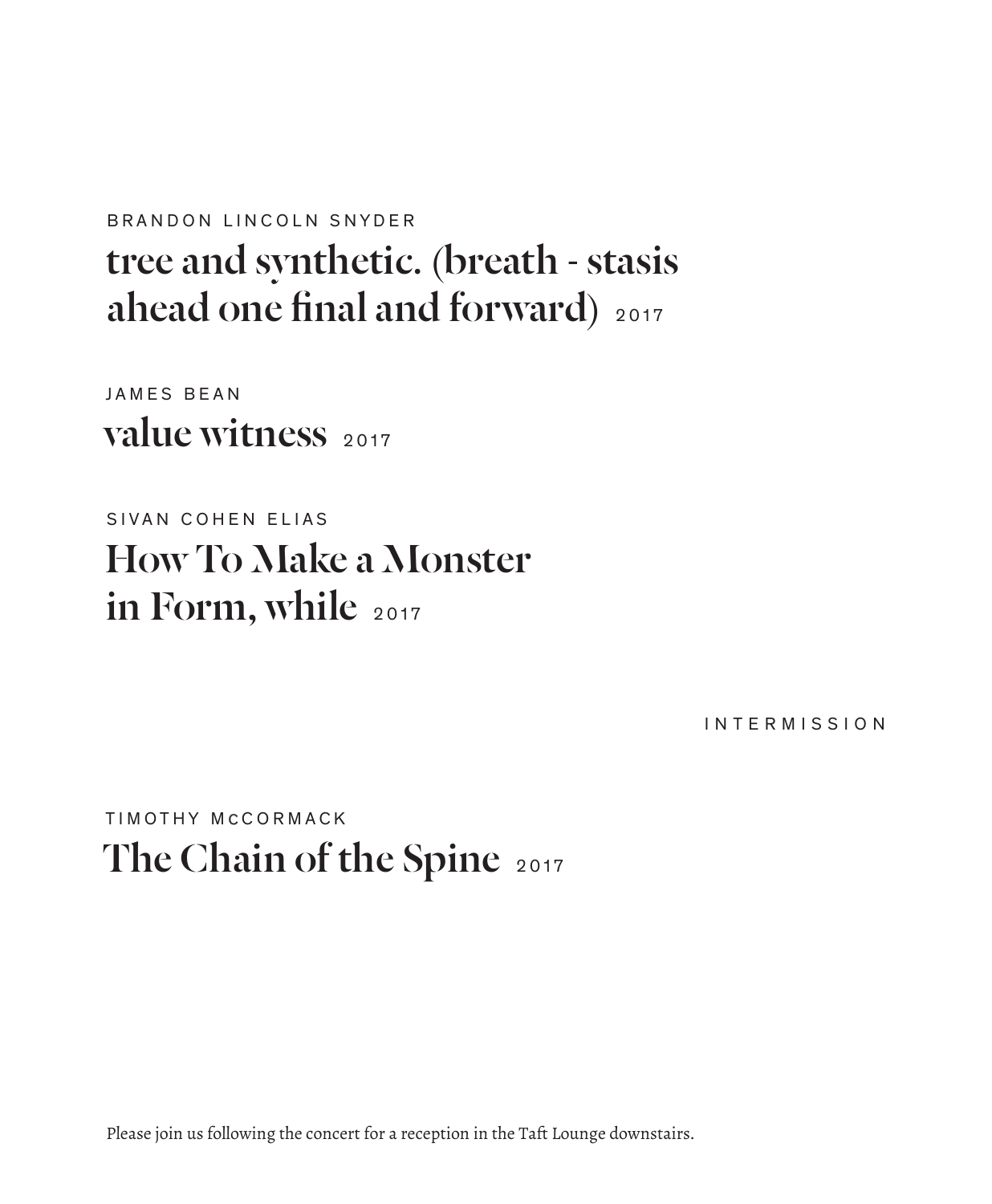BRANDON LINCOLN SNYDER

**tree and synthetic. (breath - stasis ahead one final and forward)** 2017

JAMES BEAN

**value witness** 2017

SIVAN COHEN ELIAS

**How To Make a Monster in Form, while** 2017

INTERMISSION

TIMOTHY McCORMACK

**The Chain of the Spine** 2017

Please join us following the concert for a reception in the Taft Lounge downstairs.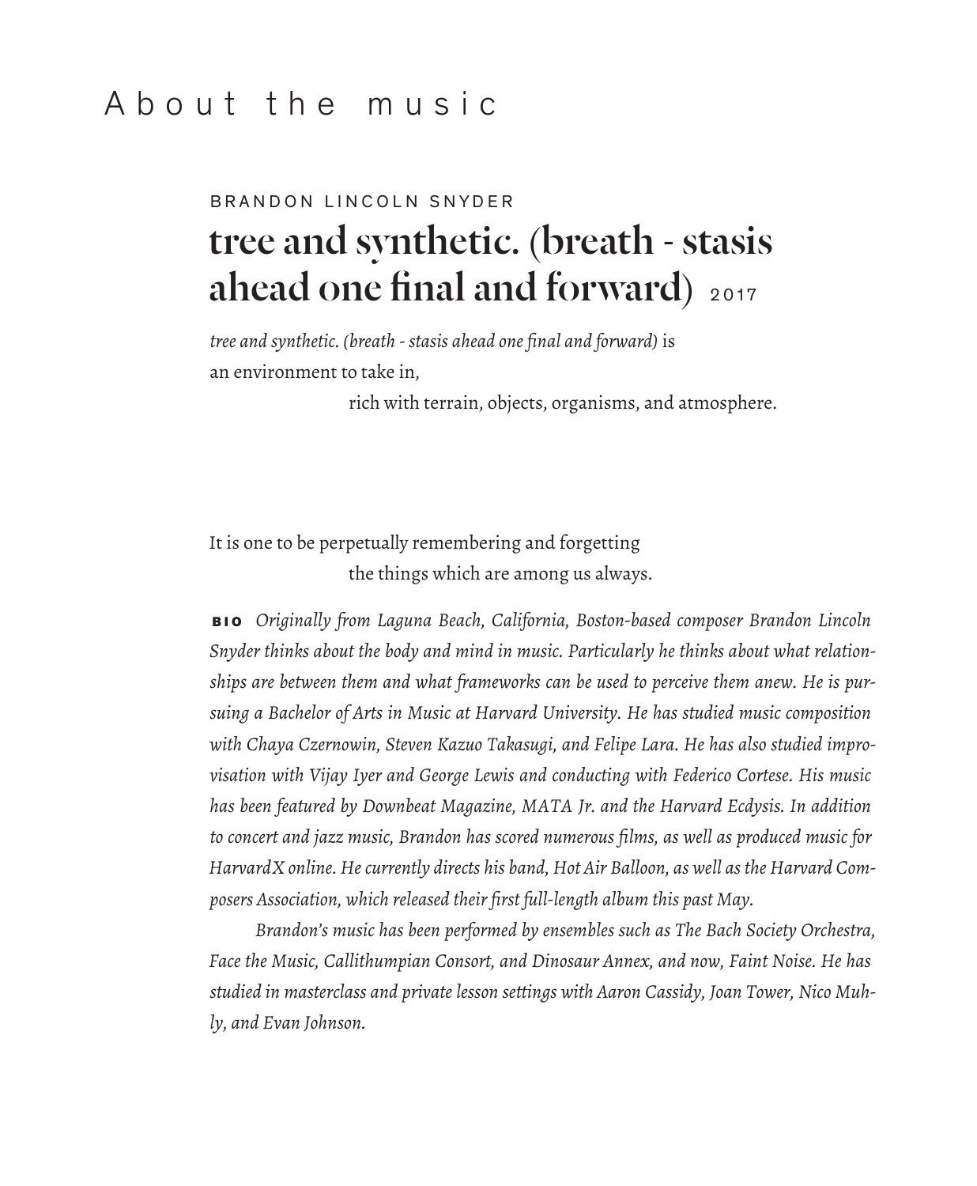# About the music

BRANDON LINCOLN SNYDER

## tree and synthetic. (breath - stasis ahead one final and forward) 2017

*tree and synthetic. (breath - stasis ahead one final and forward)* is
an environment to take in,
rich with terrain, objects, organisms, and atmosphere.

It is one to be perpetually remembering and forgetting
the things which are among us always.

**BIO** *Originally from Laguna Beach, California, Boston-based composer Brandon Lincoln Snyder thinks about the body and mind in music. Particularly he thinks about what relationships are between them and what frameworks can be used to perceive them anew. He is pursuing a Bachelor of Arts in Music at Harvard University. He has studied music composition with Chaya Czernowin, Steven Kazuo Takasugi, and Felipe Lara. He has also studied improvisation with Vijay Iyer and George Lewis and conducting with Federico Cortese. His music has been featured by Downbeat Magazine, MATA Jr. and the Harvard Ecdysis. In addition to concert and jazz music, Brandon has scored numerous films, as well as produced music for HarvardX online. He currently directs his band, Hot Air Balloon, as well as the Harvard Composers Association, which released their first full-length album this past May.*

*Brandon's music has been performed by ensembles such as The Bach Society Orchestra, Face the Music, Callithumpian Consort, and Dinosaur Annex, and now, Faint Noise. He has studied in masterclass and private lesson settings with Aaron Cassidy, Joan Tower, Nico Muhly, and Evan Johnson.*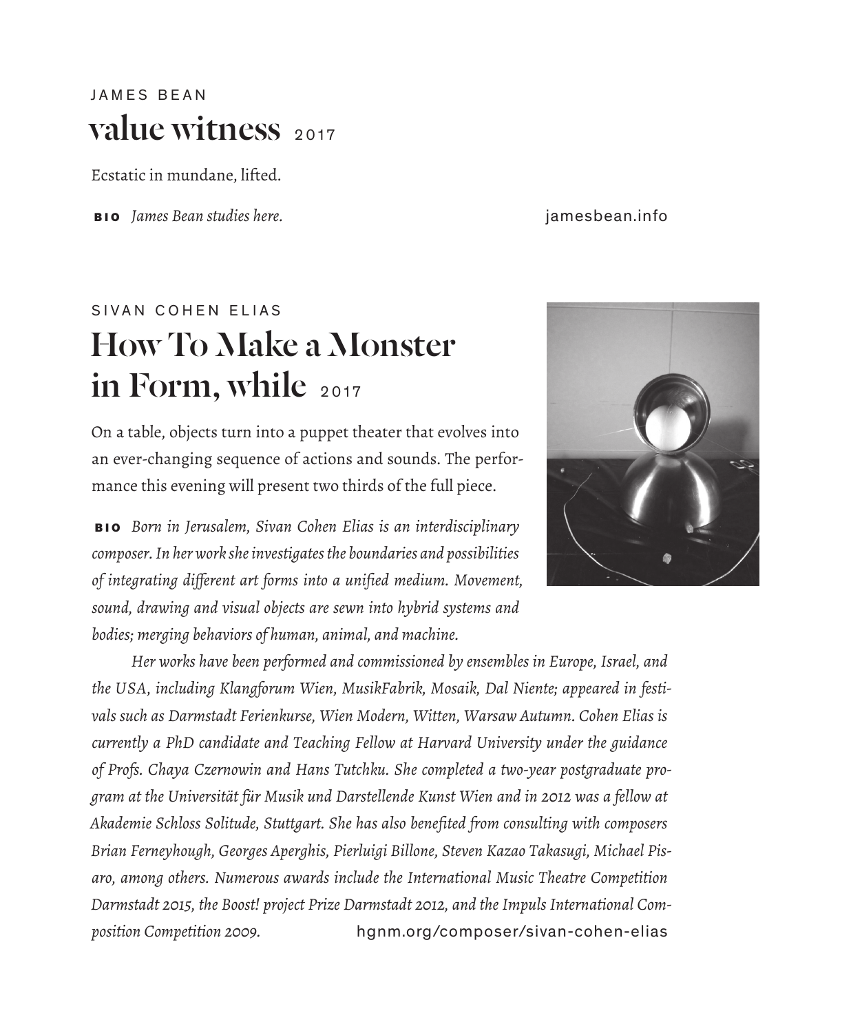JAMES BEAN

## value witness 2017

Ecstatic in mundane, lifted.

**BIO** *James Bean studies here.* jamesbean.info

SIVAN COHEN ELIAS

## How To Make a Monster in Form, while 2017

On a table, objects turn into a puppet theater that evolves into an ever-changing sequence of actions and sounds. The performance this evening will present two thirds of the full piece.

**BIO** *Born in Jerusalem, Sivan Cohen Elias is an interdisciplinary composer. In her work she investigates the boundaries and possibilities of integrating different art forms into a unified medium. Movement, sound, drawing and visual objects are sewn into hybrid systems and bodies; merging behaviors of human, animal, and machine.*

*Her works have been performed and commissioned by ensembles in Europe, Israel, and the USA, including Klangforum Wien, MusikFabrik, Mosaik, Dal Niente; appeared in festivals such as Darmstadt Ferienkurse, Wien Modern, Witten, Warsaw Autumn. Cohen Elias is currently a PhD candidate and Teaching Fellow at Harvard University under the guidance of Profs. Chaya Czernowin and Hans Tutchku. She completed a two-year postgraduate program at the Universität für Musik und Darstellende Kunst Wien and in 2012 was a fellow at Akademie Schloss Solitude, Stuttgart. She has also benefited from consulting with composers Brian Ferneyhough, Georges Aperghis, Pierluigi Billone, Steven Kazao Takasugi, Michael Pisaro, among others. Numerous awards include the International Music Theatre Competition Darmstadt 2015, the Boost! project Prize Darmstadt 2012, and the Impuls International Composition Competition 2009.* hgnm.org/composer/sivan-cohen-elias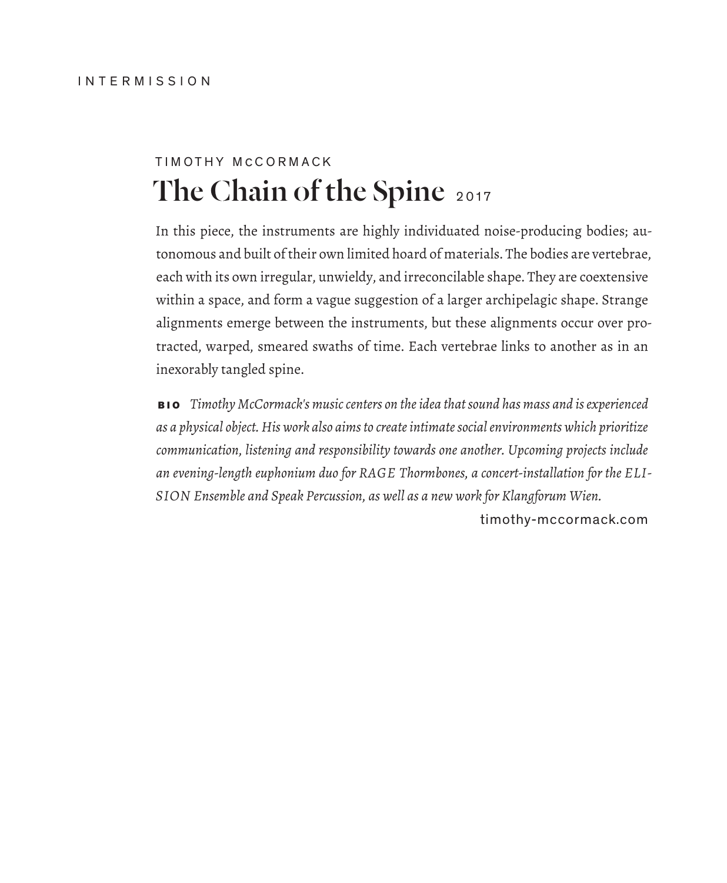INTERMISSION

TIMOTHY McCORMACK

## The Chain of the Spine 2017

In this piece, the instruments are highly individuated noise-producing bodies; autonomous and built of their own limited hoard of materials. The bodies are vertebrae, each with its own irregular, unwieldy, and irreconcilable shape. They are coextensive within a space, and form a vague suggestion of a larger archipelagic shape. Strange alignments emerge between the instruments, but these alignments occur over protracted, warped, smeared swaths of time. Each vertebrae links to another as in an inexorably tangled spine.

**BIO** *Timothy McCormack's music centers on the idea that sound has mass and is experienced as a physical object. His work also aims to create intimate social environments which prioritize communication, listening and responsibility towards one another. Upcoming projects include an evening-length euphonium duo for RAGE Thormbones, a concert-installation for the ELISION Ensemble and Speak Percussion, as well as a new work for Klangforum Wien.*

timothy-mccormack.com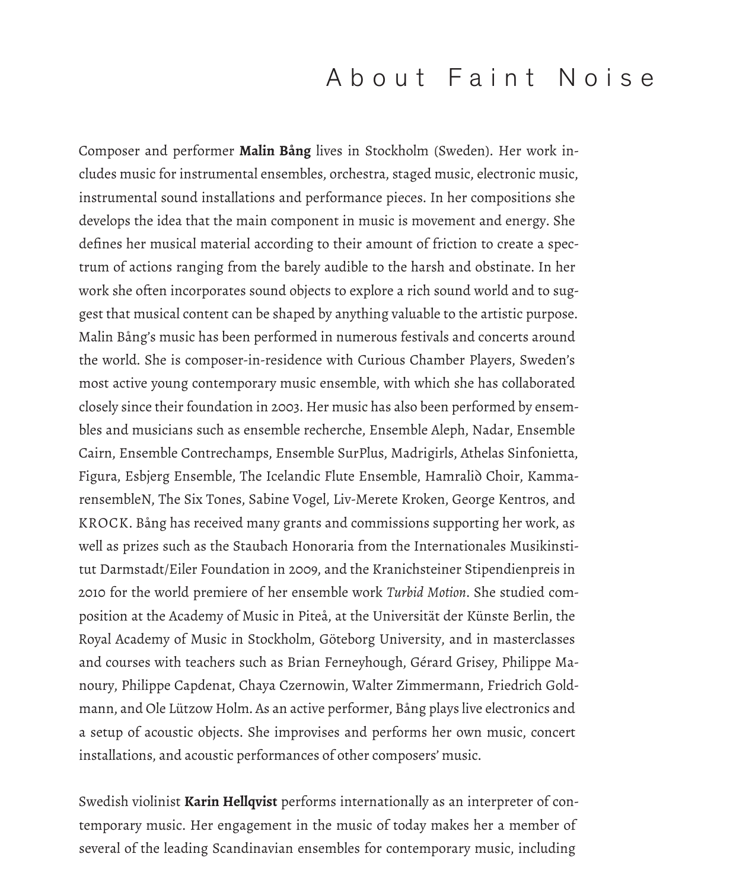# About Faint Noise

Composer and performer **Malin Bång** lives in Stockholm (Sweden). Her work includes music for instrumental ensembles, orchestra, staged music, electronic music, instrumental sound installations and performance pieces. In her compositions she develops the idea that the main component in music is movement and energy. She defines her musical material according to their amount of friction to create a spectrum of actions ranging from the barely audible to the harsh and obstinate. In her work she often incorporates sound objects to explore a rich sound world and to suggest that musical content can be shaped by anything valuable to the artistic purpose. Malin Bång's music has been performed in numerous festivals and concerts around the world. She is composer-in-residence with Curious Chamber Players, Sweden's most active young contemporary music ensemble, with which she has collaborated closely since their foundation in 2003. Her music has also been performed by ensembles and musicians such as ensemble recherche, Ensemble Aleph, Nadar, Ensemble Cairn, Ensemble Contrechamps, Ensemble SurPlus, Madrigirls, Athelas Sinfonietta, Figura, Esbjerg Ensemble, The Icelandic Flute Ensemble, Hamralið Choir, KammarensembleN, The Six Tones, Sabine Vogel, Liv-Merete Kroken, George Kentros, and KROCK. Bång has received many grants and commissions supporting her work, as well as prizes such as the Staubach Honoraria from the Internationales Musikinstitut Darmstadt/Eiler Foundation in 2009, and the Kranichsteiner Stipendienpreis in 2010 for the world premiere of her ensemble work *Turbid Motion*. She studied composition at the Academy of Music in Piteå, at the Universität der Künste Berlin, the Royal Academy of Music in Stockholm, Göteborg University, and in masterclasses and courses with teachers such as Brian Ferneyhough, Gérard Grisey, Philippe Manoury, Philippe Capdenat, Chaya Czernowin, Walter Zimmermann, Friedrich Goldmann, and Ole Lützow Holm. As an active performer, Bång plays live electronics and a setup of acoustic objects. She improvises and performs her own music, concert installations, and acoustic performances of other composers' music.

Swedish violinist **Karin Hellqvist** performs internationally as an interpreter of contemporary music. Her engagement in the music of today makes her a member of several of the leading Scandinavian ensembles for contemporary music, including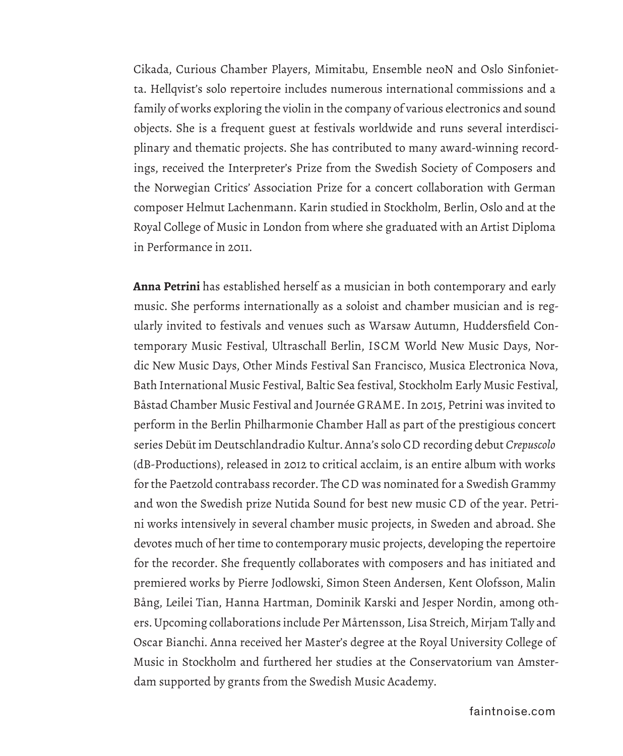Cikada, Curious Chamber Players, Mimitabu, Ensemble neoN and Oslo Sinfonietta. Hellqvist's solo repertoire includes numerous international commissions and a family of works exploring the violin in the company of various electronics and sound objects. She is a frequent guest at festivals worldwide and runs several interdisciplinary and thematic projects. She has contributed to many award-winning recordings, received the Interpreter's Prize from the Swedish Society of Composers and the Norwegian Critics' Association Prize for a concert collaboration with German composer Helmut Lachenmann. Karin studied in Stockholm, Berlin, Oslo and at the Royal College of Music in London from where she graduated with an Artist Diploma in Performance in 2011.

**Anna Petrini** has established herself as a musician in both contemporary and early music. She performs internationally as a soloist and chamber musician and is regularly invited to festivals and venues such as Warsaw Autumn, Huddersfield Contemporary Music Festival, Ultraschall Berlin, ISCM World New Music Days, Nordic New Music Days, Other Minds Festival San Francisco, Musica Electronica Nova, Bath International Music Festival, Baltic Sea festival, Stockholm Early Music Festival, Båstad Chamber Music Festival and Journée GRAME. In 2015, Petrini was invited to perform in the Berlin Philharmonie Chamber Hall as part of the prestigious concert series Debüt im Deutschlandradio Kultur. Anna's solo CD recording debut *Crepuscolo* (dB-Productions), released in 2012 to critical acclaim, is an entire album with works for the Paetzold contrabass recorder. The CD was nominated for a Swedish Grammy and won the Swedish prize Nutida Sound for best new music CD of the year. Petrini works intensively in several chamber music projects, in Sweden and abroad. She devotes much of her time to contemporary music projects, developing the repertoire for the recorder. She frequently collaborates with composers and has initiated and premiered works by Pierre Jodlowski, Simon Steen Andersen, Kent Olofsson, Malin Bång, Leilei Tian, Hanna Hartman, Dominik Karski and Jesper Nordin, among others. Upcoming collaborations include Per Mårtensson, Lisa Streich, Mirjam Tally and Oscar Bianchi. Anna received her Master's degree at the Royal University College of Music in Stockholm and furthered her studies at the Conservatorium van Amsterdam supported by grants from the Swedish Music Academy.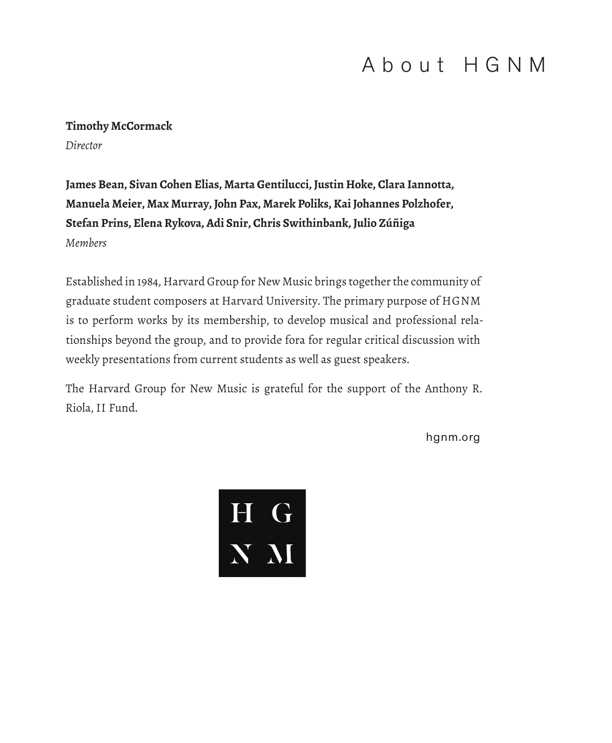# About HGNM

**Timothy McCormack**
*Director*

**James Bean, Sivan Cohen Elias, Marta Gentilucci, Justin Hoke, Clara Iannotta, Manuela Meier, Max Murray, John Pax, Marek Poliks, Kai Johannes Polzhofer, Stefan Prins, Elena Rykova, Adi Snir, Chris Swithinbank, Julio Zúñiga**
*Members*

Established in 1984, Harvard Group for New Music brings together the community of graduate student composers at Harvard University. The primary purpose of HGNM is to perform works by its membership, to develop musical and professional relationships beyond the group, and to provide fora for regular critical discussion with weekly presentations from current students as well as guest speakers.

The Harvard Group for New Music is grateful for the support of the Anthony R. Riola, II Fund.

hgnm.org

HG
NM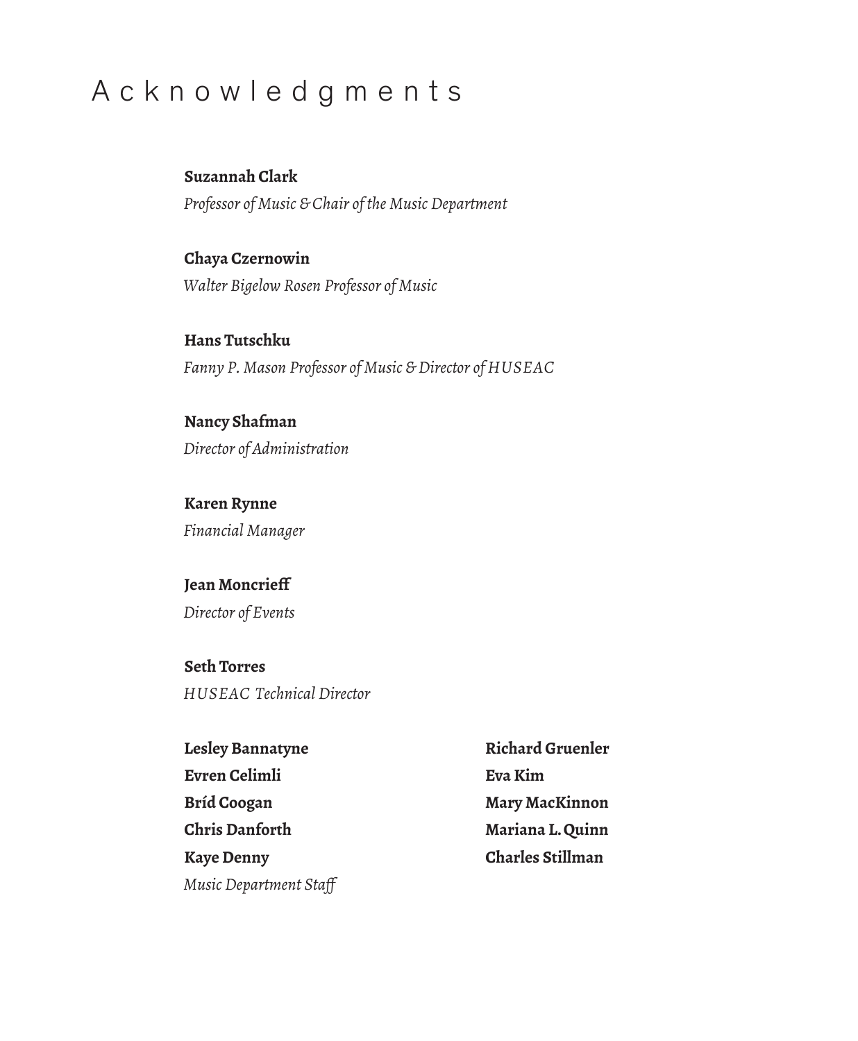# Acknowledgments

**Suzannah Clark**
*Professor of Music & Chair of the Music Department*

**Chaya Czernowin**
*Walter Bigelow Rosen Professor of Music*

**Hans Tutschku**
*Fanny P. Mason Professor of Music & Director of HUSEAC*

**Nancy Shafman**
*Director of Administration*

**Karen Rynne**
*Financial Manager*

**Jean Moncrieff**
*Director of Events*

**Seth Torres**
*HUSEAC Technical Director*

**Lesley Bannatyne**
**Evren Celimli**
**Bríd Coogan**
**Chris Danforth**
**Kaye Denny**
**Richard Gruenler**
**Eva Kim**
**Mary MacKinnon**
**Mariana L. Quinn**
**Charles Stillman**
*Music Department Staff*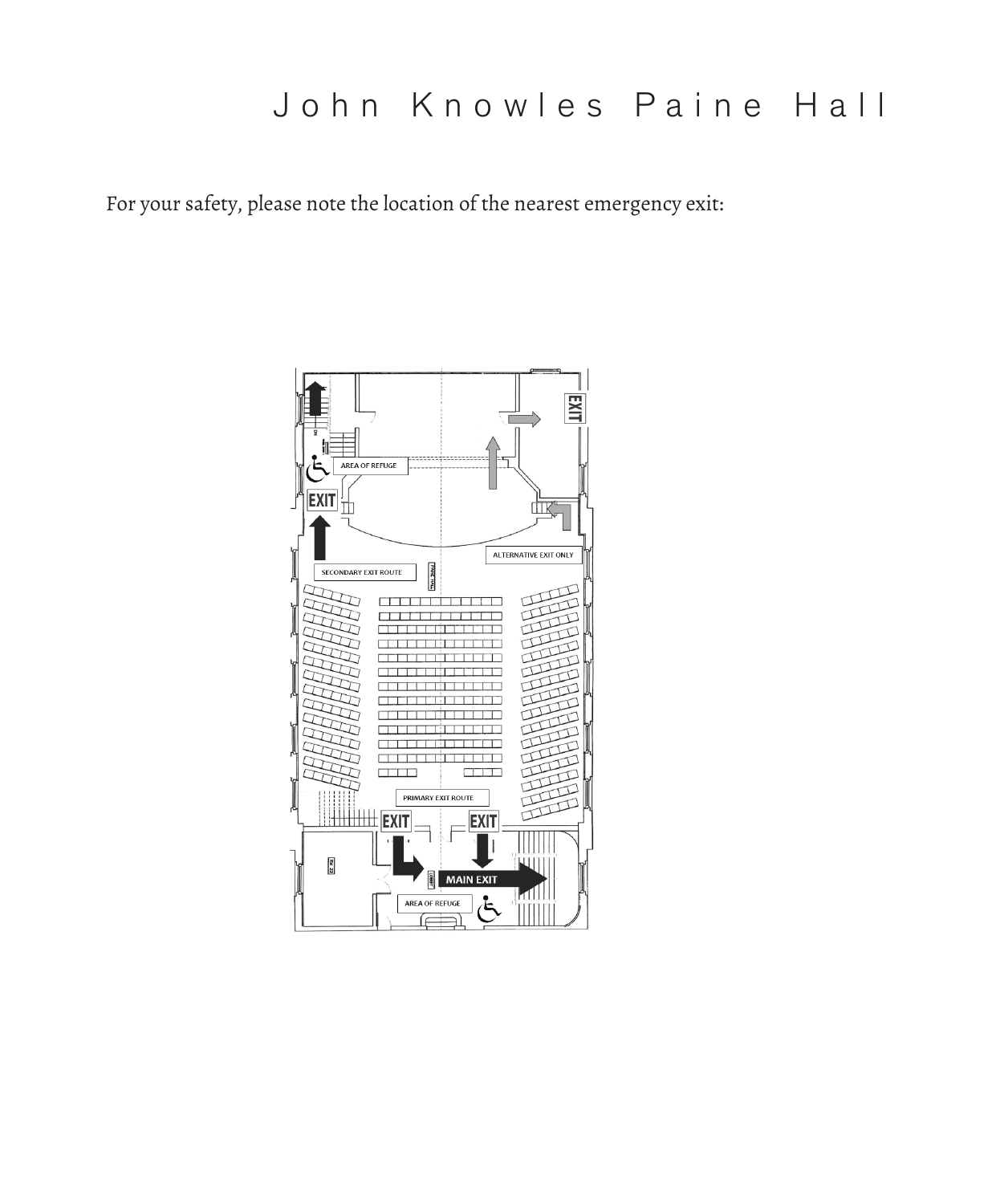# John Knowles Paine Hall

For your safety, please note the location of the nearest emergency exit:

EXIT

AREA OF REFUGE

EXIT

ALTERNATIVE EXIT ONLY

SECONDARY EXIT ROUTE

PRIMARY EXIT ROUTE

EXIT

EXIT

MAIN EXIT

AREA OF REFUGE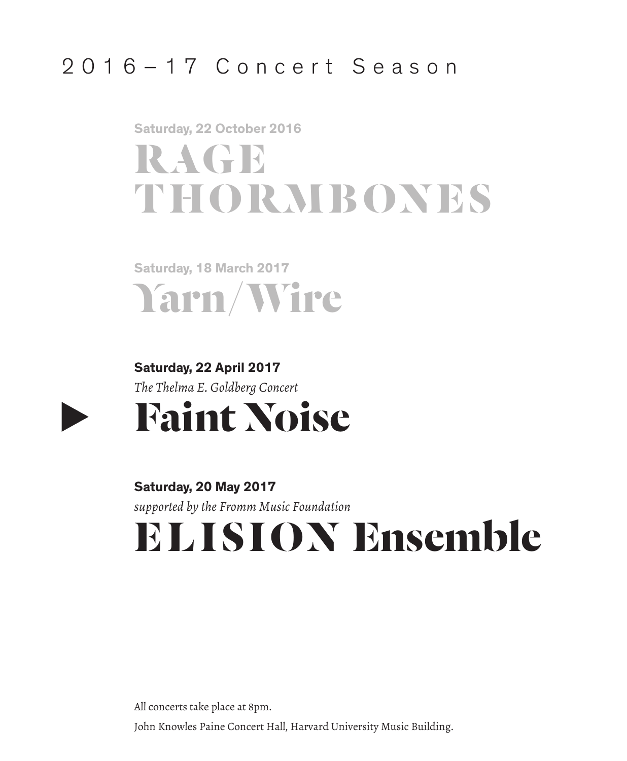# 2016–17 Concert Season

**Saturday, 22 October 2016**

## RAGE THORMBONES

**Saturday, 18 March 2017**

## Yarn/Wire

**Saturday, 22 April 2017**

*The Thelma E. Goldberg Concert*

## ▶ Faint Noise

**Saturday, 20 May 2017**

*supported by the Fromm Music Foundation*

## ELISION Ensemble

All concerts take place at 8pm.

John Knowles Paine Concert Hall, Harvard University Music Building.